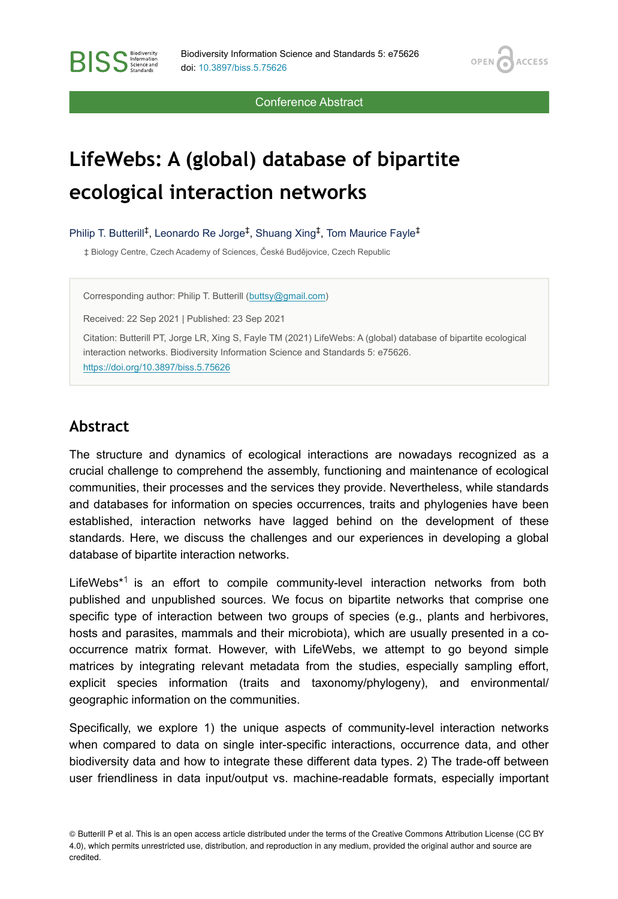Conference Abstract

# LifeWebs: A (global) database of bipartite ecological interaction networks

Philip T. Butterill[‡], Leonardo Re Jorge[‡], Shuang Xing[‡], Tom Maurice Fayle[‡]

‡ Biology Centre, Czech Academy of Sciences, České Budějovice, Czech Republic

Corresponding author: Philip T. Butterill (buttsy@gmail.com)

Received: 22 Sep 2021 | Published: 23 Sep 2021

Citation: Butterill PT, Jorge LR, Xing S, Fayle TM (2021) LifeWebs: A (global) database of bipartite ecological interaction networks. Biodiversity Information Science and Standards 5: e75626. https://doi.org/10.3897/biss.5.75626

## Abstract

The structure and dynamics of ecological interactions are nowadays recognized as a crucial challenge to comprehend the assembly, functioning and maintenance of ecological communities, their processes and the services they provide. Nevertheless, while standards and databases for information on species occurrences, traits and phylogenies have been established, interaction networks have lagged behind on the development of these standards. Here, we discuss the challenges and our experiences in developing a global database of bipartite interaction networks.

LifeWebs*[1] is an effort to compile community-level interaction networks from both published and unpublished sources. We focus on bipartite networks that comprise one specific type of interaction between two groups of species (e.g., plants and herbivores, hosts and parasites, mammals and their microbiota), which are usually presented in a co-occurrence matrix format. However, with LifeWebs, we attempt to go beyond simple matrices by integrating relevant metadata from the studies, especially sampling effort, explicit species information (traits and taxonomy/phylogeny), and environmental/geographic information on the communities.

Specifically, we explore 1) the unique aspects of community-level interaction networks when compared to data on single inter-specific interactions, occurrence data, and other biodiversity data and how to integrate these different data types. 2) The trade-off between user friendliness in data input/output vs. machine-readable formats, especially important

© Butterill P et al. This is an open access article distributed under the terms of the Creative Commons Attribution License (CC BY 4.0), which permits unrestricted use, distribution, and reproduction in any medium, provided the original author and source are credited.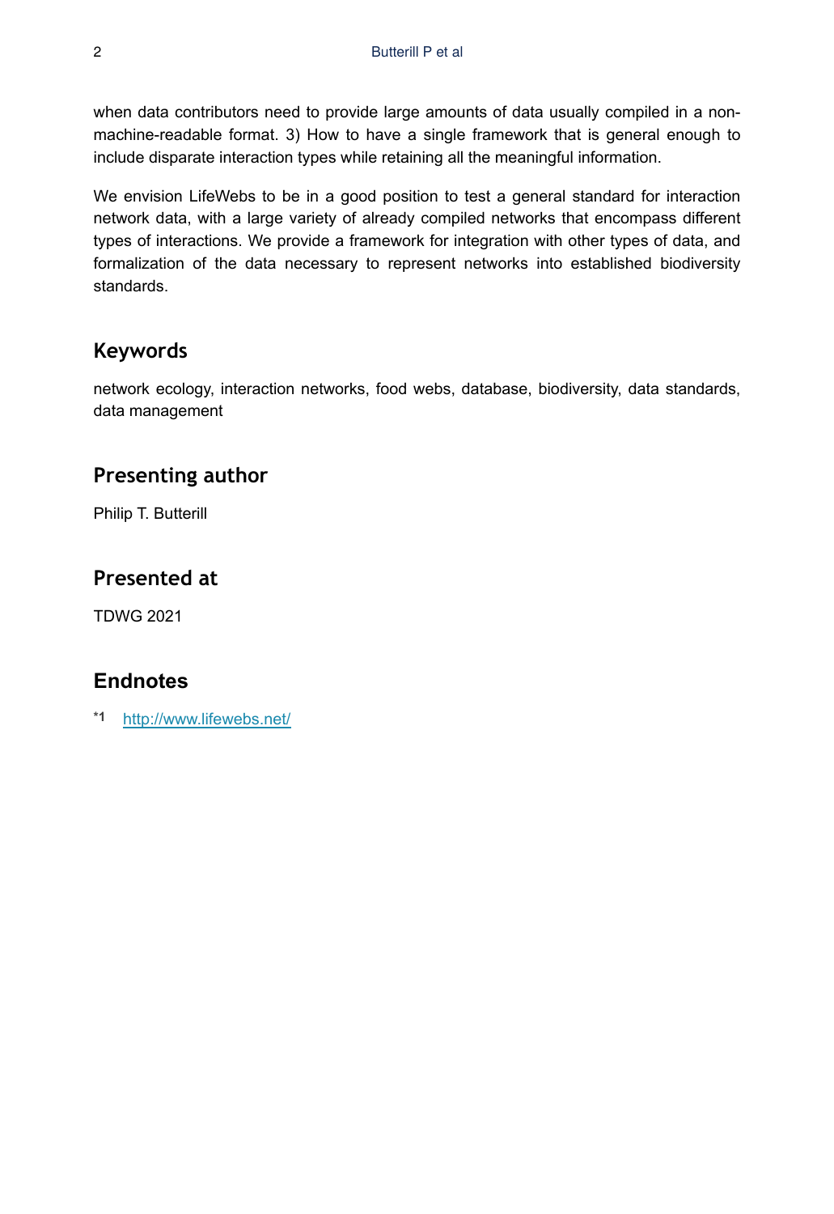when data contributors need to provide large amounts of data usually compiled in a non-machine-readable format. 3) How to have a single framework that is general enough to include disparate interaction types while retaining all the meaningful information.

We envision LifeWebs to be in a good position to test a general standard for interaction network data, with a large variety of already compiled networks that encompass different types of interactions. We provide a framework for integration with other types of data, and formalization of the data necessary to represent networks into established biodiversity standards.

## Keywords

network ecology, interaction networks, food webs, database, biodiversity, data standards, data management

## Presenting author

Philip T. Butterill

## Presented at

TDWG 2021

## Endnotes

*1 http://www.lifewebs.net/